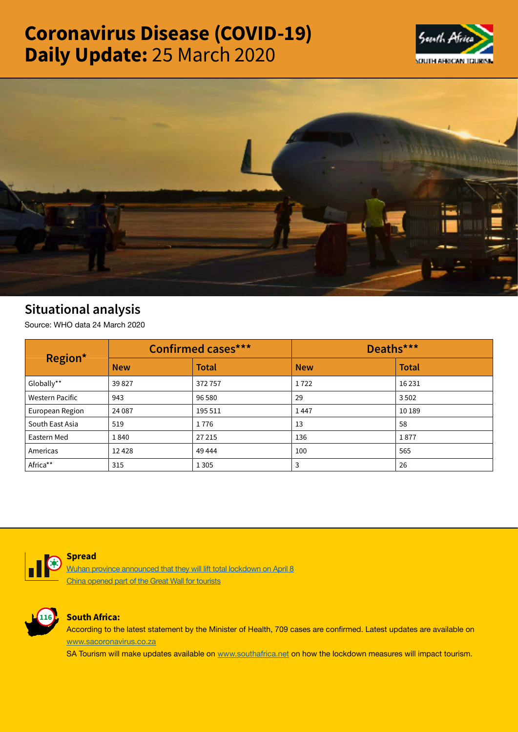# Coronavirus Disease (COVID-19) Daily Update: 25 March 2020

## Situational analysis

Source: WHO data 24 March 2020

| Region* | Confirmed cases*** | | Deaths*** | |
|---|---|---|---|---|
| | New | Total | New | Total |
| Globally** | 39 827 | 372 757 | 1 722 | 16 231 |
| Western Pacific | 943 | 96 580 | 29 | 3 502 |
| European Region | 24 087 | 195 511 | 1 447 | 10 189 |
| South East Asia | 519 | 1 776 | 13 | 58 |
| Eastern Med | 1 840 | 27 215 | 136 | 1 877 |
| Americas | 12 428 | 49 444 | 100 | 565 |
| Africa** | 315 | 1 305 | 3 | 26 |

**Spread**

Wuhan province announced that they will lift total lockdown on April 8

China opened part of the Great Wall for tourists

**South Africa:**

According to the latest statement by the Minister of Health, 709 cases are confirmed. Latest updates are available on www.sacoronavirus.co.za

SA Tourism will make updates available on www.southafrica.net on how the lockdown measures will impact tourism.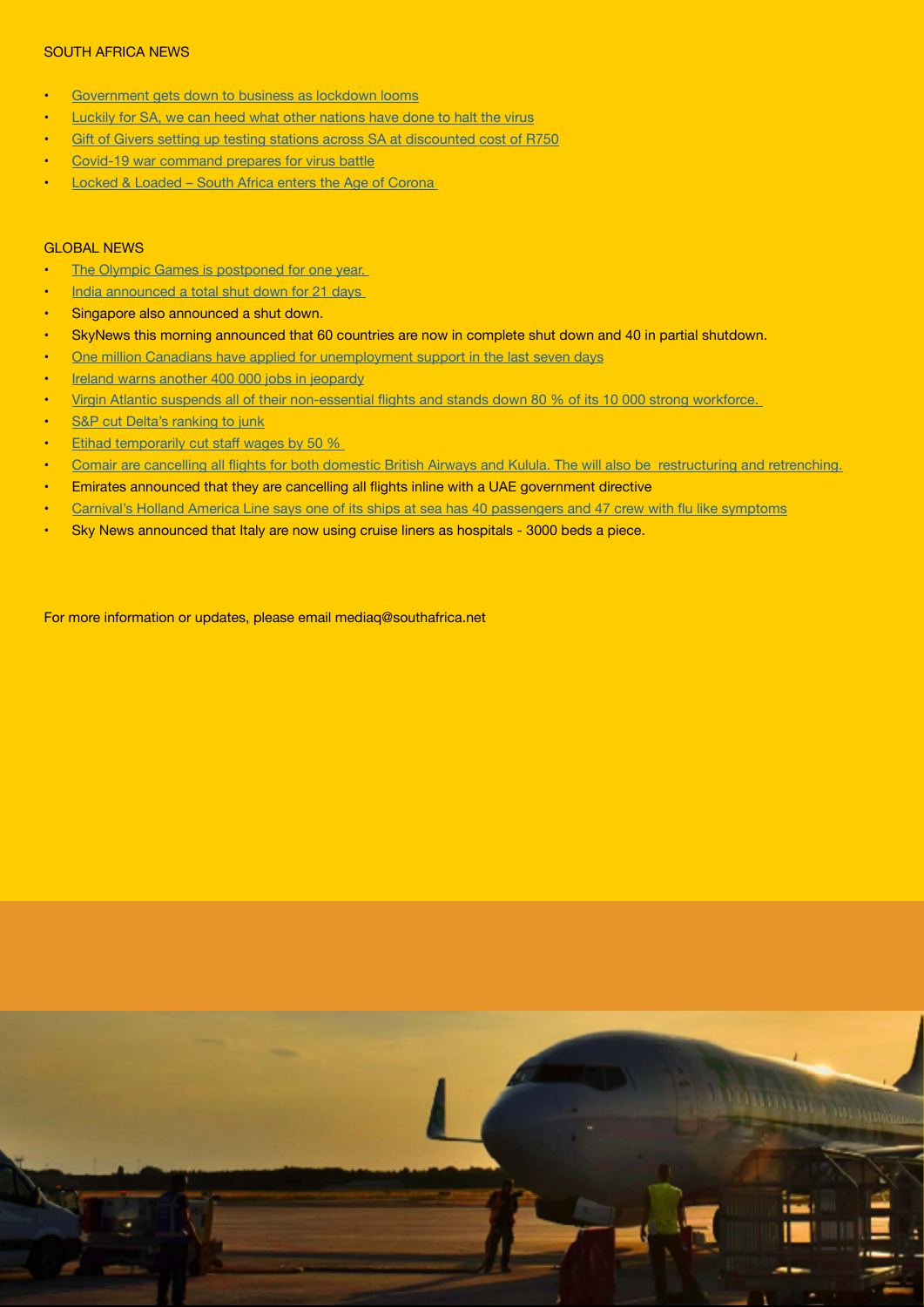## SOUTH AFRICA NEWS

- Government gets down to business as lockdown looms
- Luckily for SA, we can heed what other nations have done to halt the virus
- Gift of Givers setting up testing stations across SA at discounted cost of R750
- Covid-19 war command prepares for virus battle
- Locked & Loaded – South Africa enters the Age of Corona

## GLOBAL NEWS

- The Olympic Games is postponed for one year.
- India announced a total shut down for 21 days
- Singapore also announced a shut down.
- SkyNews this morning announced that 60 countries are now in complete shut down and 40 in partial shutdown.
- One million Canadians have applied for unemployment support in the last seven days
- Ireland warns another 400 000 jobs in jeopardy
- Virgin Atlantic suspends all of their non-essential flights and stands down 80 % of its 10 000 strong workforce.
- S&P cut Delta's ranking to junk
- Etihad temporarily cut staff wages by 50 %
- Comair are cancelling all flights for both domestic British Airways and Kulula. The will also be restructuring and retrenching.
- Emirates announced that they are cancelling all flights inline with a UAE government directive
- Carnival's Holland America Line says one of its ships at sea has 40 passengers and 47 crew with flu like symptoms
- Sky News announced that Italy are now using cruise liners as hospitals - 3000 beds a piece.

For more information or updates, please email mediaq@southafrica.net